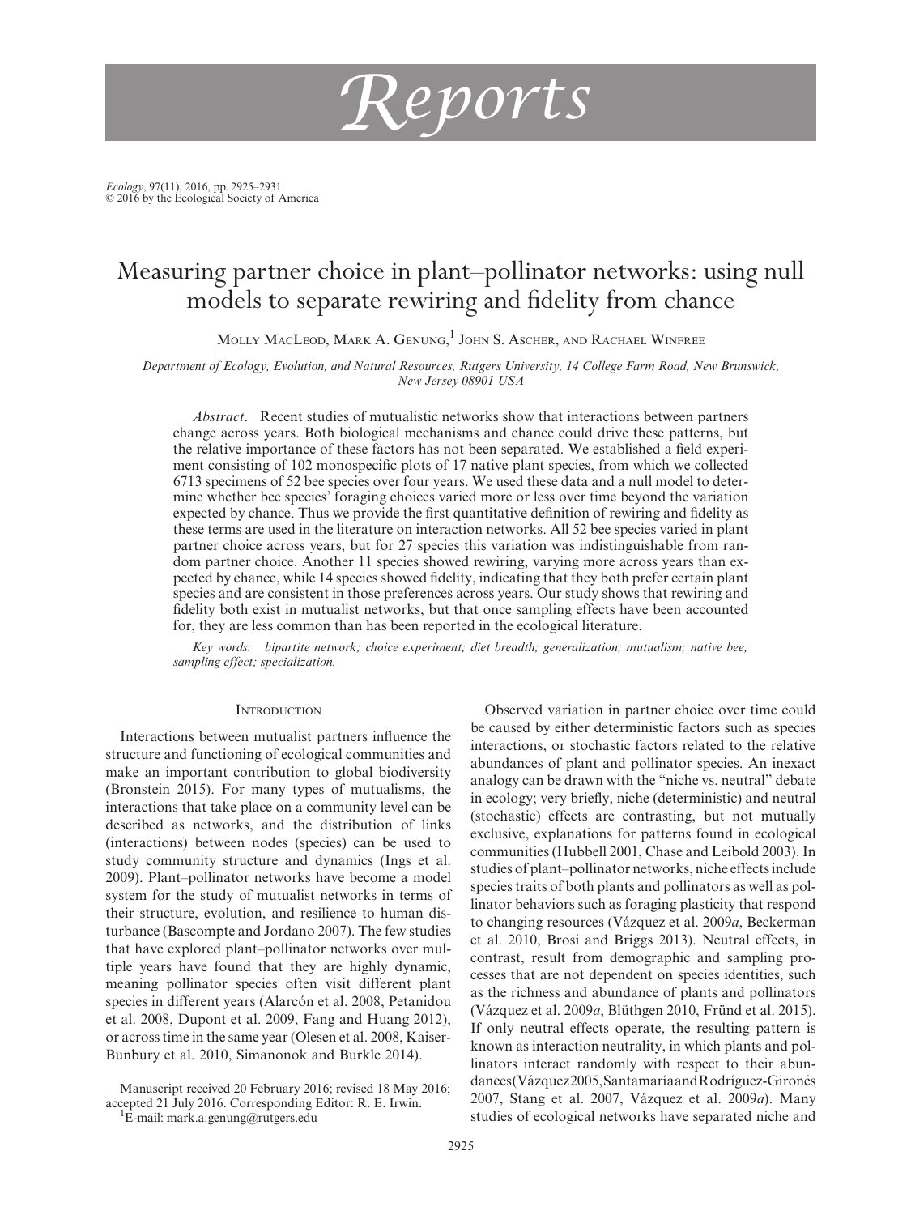# Reports

# Measuring partner choice in plant–pollinator networks: using null models to separate rewiring and fidelity from chance

Molly MacLeod, Mark A. Genung,[1] John S. Ascher, and Rachael Winfree

*Department of Ecology, Evolution, and Natural Resources, Rutgers University, 14 College Farm Road, New Brunswick, New Jersey 08901 USA*

*Abstract*. Recent studies of mutualistic networks show that interactions between partners change across years. Both biological mechanisms and chance could drive these patterns, but the relative importance of these factors has not been separated. We established a field experiment consisting of 102 monospecific plots of 17 native plant species, from which we collected 6713 specimens of 52 bee species over four years. We used these data and a null model to determine whether bee species' foraging choices varied more or less over time beyond the variation expected by chance. Thus we provide the first quantitative definition of rewiring and fidelity as these terms are used in the literature on interaction networks. All 52 bee species varied in plant partner choice across years, but for 27 species this variation was indistinguishable from random partner choice. Another 11 species showed rewiring, varying more across years than expected by chance, while 14 species showed fidelity, indicating that they both prefer certain plant species and are consistent in those preferences across years. Our study shows that rewiring and fidelity both exist in mutualist networks, but that once sampling effects have been accounted for, they are less common than has been reported in the ecological literature.

*Key words:* bipartite network; choice experiment; diet breadth; generalization; mutualism; native bee; sampling effect; specialization.

## Introduction

Interactions between mutualist partners influence the structure and functioning of ecological communities and make an important contribution to global biodiversity (Bronstein 2015). For many types of mutualisms, the interactions that take place on a community level can be described as networks, and the distribution of links (interactions) between nodes (species) can be used to study community structure and dynamics (Ings et al. 2009). Plant–pollinator networks have become a model system for the study of mutualist networks in terms of their structure, evolution, and resilience to human disturbance (Bascompte and Jordano 2007). The few studies that have explored plant–pollinator networks over multiple years have found that they are highly dynamic, meaning pollinator species often visit different plant species in different years (Alarcón et al. 2008, Petanidou et al. 2008, Dupont et al. 2009, Fang and Huang 2012), or across time in the same year (Olesen et al. 2008, Kaiser-Bunbury et al. 2010, Simanonok and Burkle 2014).

Observed variation in partner choice over time could be caused by either deterministic factors such as species interactions, or stochastic factors related to the relative abundances of plant and pollinator species. An inexact analogy can be drawn with the "niche vs. neutral" debate in ecology; very briefly, niche (deterministic) and neutral (stochastic) effects are contrasting, but not mutually exclusive, explanations for patterns found in ecological communities (Hubbell 2001, Chase and Leibold 2003). In studies of plant–pollinator networks, niche effects include species traits of both plants and pollinators as well as pollinator behaviors such as foraging plasticity that respond to changing resources (Vázquez et al. 2009*a*, Beckerman et al. 2010, Brosi and Briggs 2013). Neutral effects, in contrast, result from demographic and sampling processes that are not dependent on species identities, such as the richness and abundance of plants and pollinators (Vázquez et al. 2009*a*, Blüthgen 2010, Fründ et al. 2015). If only neutral effects operate, the resulting pattern is known as interaction neutrality, in which plants and pollinators interact randomly with respect to their abundances (Vázquez 2005, Santamaría and Rodríguez-Gironés 2007, Stang et al. 2007, Vázquez et al. 2009*a*). Many studies of ecological networks have separated niche and

Manuscript received 20 February 2016; revised 18 May 2016; accepted 21 July 2016. Corresponding Editor: R. E. Irwin.

[1]E-mail: mark.a.genung@rutgers.edu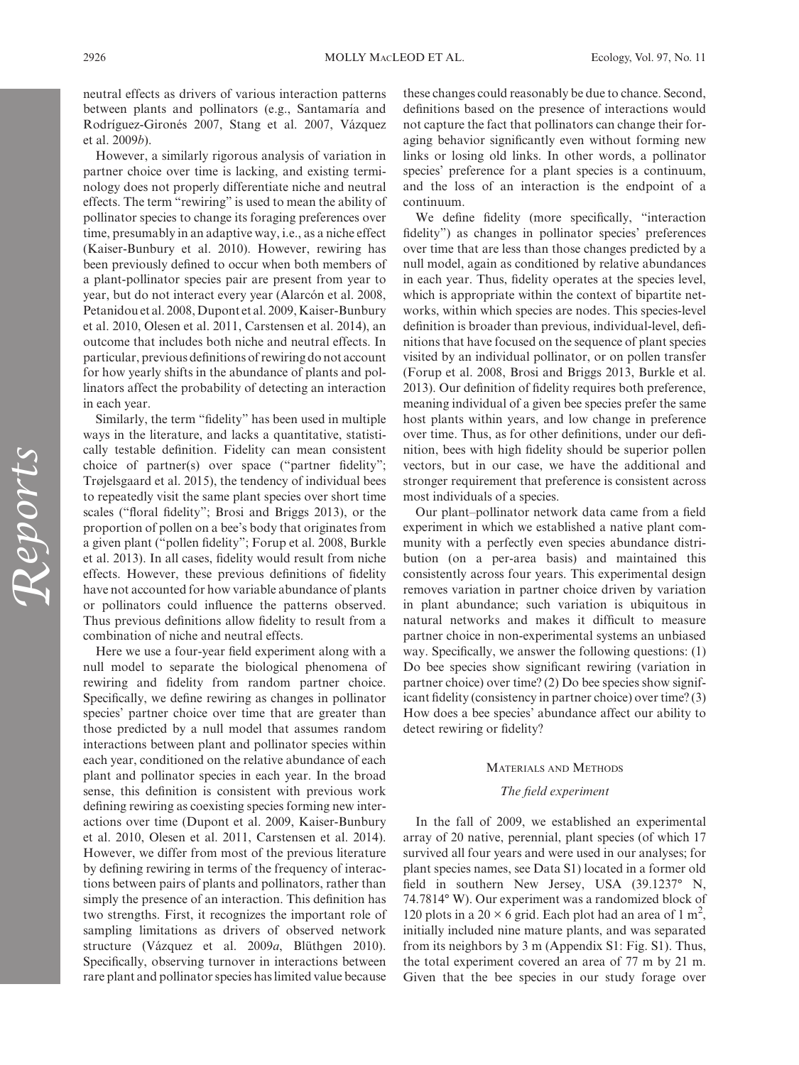neutral effects as drivers of various interaction patterns between plants and pollinators (e.g., Santamaría and Rodríguez-Gironés 2007, Stang et al. 2007, Vázquez et al. 2009*b*).

However, a similarly rigorous analysis of variation in partner choice over time is lacking, and existing terminology does not properly differentiate niche and neutral effects. The term "rewiring" is used to mean the ability of pollinator species to change its foraging preferences over time, presumably in an adaptive way, i.e., as a niche effect (Kaiser-Bunbury et al. 2010). However, rewiring has been previously defined to occur when both members of a plant-pollinator species pair are present from year to year, but do not interact every year (Alarcón et al. 2008, Petanidou et al. 2008, Dupont et al. 2009, Kaiser-Bunbury et al. 2010, Olesen et al. 2011, Carstensen et al. 2014), an outcome that includes both niche and neutral effects. In particular, previous definitions of rewiring do not account for how yearly shifts in the abundance of plants and pollinators affect the probability of detecting an interaction in each year.

Similarly, the term "fidelity" has been used in multiple ways in the literature, and lacks a quantitative, statistically testable definition. Fidelity can mean consistent choice of partner(s) over space ("partner fidelity"; Trøjelsgaard et al. 2015), the tendency of individual bees to repeatedly visit the same plant species over short time scales ("floral fidelity"; Brosi and Briggs 2013), or the proportion of pollen on a bee's body that originates from a given plant ("pollen fidelity"; Forup et al. 2008, Burkle et al. 2013). In all cases, fidelity would result from niche effects. However, these previous definitions of fidelity have not accounted for how variable abundance of plants or pollinators could influence the patterns observed. Thus previous definitions allow fidelity to result from a combination of niche and neutral effects.

Here we use a four-year field experiment along with a null model to separate the biological phenomena of rewiring and fidelity from random partner choice. Specifically, we define rewiring as changes in pollinator species' partner choice over time that are greater than those predicted by a null model that assumes random interactions between plant and pollinator species within each year, conditioned on the relative abundance of each plant and pollinator species in each year. In the broad sense, this definition is consistent with previous work defining rewiring as coexisting species forming new interactions over time (Dupont et al. 2009, Kaiser-Bunbury et al. 2010, Olesen et al. 2011, Carstensen et al. 2014). However, we differ from most of the previous literature by defining rewiring in terms of the frequency of interactions between pairs of plants and pollinators, rather than simply the presence of an interaction. This definition has two strengths. First, it recognizes the important role of sampling limitations as drivers of observed network structure (Vázquez et al. 2009*a*, Blüthgen 2010). Specifically, observing turnover in interactions between rare plant and pollinator species has limited value because these changes could reasonably be due to chance. Second, definitions based on the presence of interactions would not capture the fact that pollinators can change their foraging behavior significantly even without forming new links or losing old links. In other words, a pollinator species' preference for a plant species is a continuum, and the loss of an interaction is the endpoint of a continuum.

We define fidelity (more specifically, "interaction fidelity") as changes in pollinator species' preferences over time that are less than those changes predicted by a null model, again as conditioned by relative abundances in each year. Thus, fidelity operates at the species level, which is appropriate within the context of bipartite networks, within which species are nodes. This species-level definition is broader than previous, individual-level, definitions that have focused on the sequence of plant species visited by an individual pollinator, or on pollen transfer (Forup et al. 2008, Brosi and Briggs 2013, Burkle et al. 2013). Our definition of fidelity requires both preference, meaning individual of a given bee species prefer the same host plants within years, and low change in preference over time. Thus, as for other definitions, under our definition, bees with high fidelity should be superior pollen vectors, but in our case, we have the additional and stronger requirement that preference is consistent across most individuals of a species.

Our plant–pollinator network data came from a field experiment in which we established a native plant community with a perfectly even species abundance distribution (on a per-area basis) and maintained this consistently across four years. This experimental design removes variation in partner choice driven by variation in plant abundance; such variation is ubiquitous in natural networks and makes it difficult to measure partner choice in non-experimental systems an unbiased way. Specifically, we answer the following questions: (1) Do bee species show significant rewiring (variation in partner choice) over time? (2) Do bee species show significant fidelity (consistency in partner choice) over time? (3) How does a bee species' abundance affect our ability to detect rewiring or fidelity?

## Materials and Methods

### *The field experiment*

In the fall of 2009, we established an experimental array of 20 native, perennial, plant species (of which 17 survived all four years and were used in our analyses; for plant species names, see Data S1) located in a former old field in southern New Jersey, USA (39.1237° N, 74.7814° W). Our experiment was a randomized block of 120 plots in a $20 \times 6$ grid. Each plot had an area of 1 $m^2$, initially included nine mature plants, and was separated from its neighbors by 3 m (Appendix S1: Fig. S1). Thus, the total experiment covered an area of 77 m by 21 m. Given that the bee species in our study forage over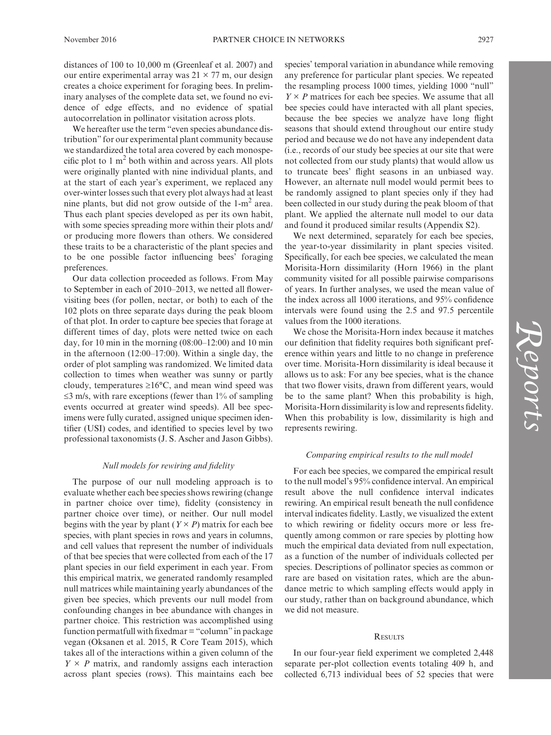distances of 100 to 10,000 m (Greenleaf et al. 2007) and our entire experimental array was 21 × 77 m, our design creates a choice experiment for foraging bees. In preliminary analyses of the complete data set, we found no evidence of edge effects, and no evidence of spatial autocorrelation in pollinator visitation across plots.

We hereafter use the term "even species abundance distribution" for our experimental plant community because we standardized the total area covered by each monospecific plot to 1 $m^2$ both within and across years. All plots were originally planted with nine individual plants, and at the start of each year's experiment, we replaced any over-winter losses such that every plot always had at least nine plants, but did not grow outside of the 1-$m^2$ area. Thus each plant species developed as per its own habit, with some species spreading more within their plots and/or producing more flowers than others. We considered these traits to be a characteristic of the plant species and to be one possible factor influencing bees' foraging preferences.

Our data collection proceeded as follows. From May to September in each of 2010–2013, we netted all flower-visiting bees (for pollen, nectar, or both) to each of the 102 plots on three separate days during the peak bloom of that plot. In order to capture bee species that forage at different times of day, plots were netted twice on each day, for 10 min in the morning (08:00–12:00) and 10 min in the afternoon (12:00–17:00). Within a single day, the order of plot sampling was randomized. We limited data collection to times when weather was sunny or partly cloudy, temperatures ≥16°C, and mean wind speed was ≤3 m/s, with rare exceptions (fewer than 1% of sampling events occurred at greater wind speeds). All bee specimens were fully curated, assigned unique specimen identifier (USI) codes, and identified to species level by two professional taxonomists (J. S. Ascher and Jason Gibbs).

### *Null models for rewiring and fidelity*

The purpose of our null modeling approach is to evaluate whether each bee species shows rewiring (change in partner choice over time), fidelity (consistency in partner choice over time), or neither. Our null model begins with the year by plant ($Y \times P$) matrix for each bee species, with plant species in rows and years in columns, and cell values that represent the number of individuals of that bee species that were collected from each of the 17 plant species in our field experiment in each year. From this empirical matrix, we generated randomly resampled null matrices while maintaining yearly abundances of the given bee species, which prevents our null model from confounding changes in bee abundance with changes in partner choice. This restriction was accomplished using function permatfull with fixedmar = "column" in package vegan (Oksanen et al. 2015, R Core Team 2015), which takes all of the interactions within a given column of the $Y \times P$ matrix, and randomly assigns each interaction across plant species (rows). This maintains each bee species' temporal variation in abundance while removing any preference for particular plant species. We repeated the resampling process 1000 times, yielding 1000 "null" $Y \times P$ matrices for each bee species. We assume that all bee species could have interacted with all plant species, because the bee species we analyze have long flight seasons that should extend throughout our entire study period and because we do not have any independent data (i.e., records of our study bee species at our site that were not collected from our study plants) that would allow us to truncate bees' flight seasons in an unbiased way. However, an alternate null model would permit bees to be randomly assigned to plant species only if they had been collected in our study during the peak bloom of that plant. We applied the alternate null model to our data and found it produced similar results (Appendix S2).

We next determined, separately for each bee species, the year-to-year dissimilarity in plant species visited. Specifically, for each bee species, we calculated the mean Morisita-Horn dissimilarity (Horn 1966) in the plant community visited for all possible pairwise comparisons of years. In further analyses, we used the mean value of the index across all 1000 iterations, and 95% confidence intervals were found using the 2.5 and 97.5 percentile values from the 1000 iterations.

We chose the Morisita-Horn index because it matches our definition that fidelity requires both significant preference within years and little to no change in preference over time. Morisita-Horn dissimilarity is ideal because it allows us to ask: For any bee species, what is the chance that two flower visits, drawn from different years, would be to the same plant? When this probability is high, Morisita-Horn dissimilarity is low and represents fidelity. When this probability is low, dissimilarity is high and represents rewiring.

### *Comparing empirical results to the null model*

For each bee species, we compared the empirical result to the null model's 95% confidence interval. An empirical result above the null confidence interval indicates rewiring. An empirical result beneath the null confidence interval indicates fidelity. Lastly, we visualized the extent to which rewiring or fidelity occurs more or less frequently among common or rare species by plotting how much the empirical data deviated from null expectation, as a function of the number of individuals collected per species. Descriptions of pollinator species as common or rare are based on visitation rates, which are the abundance metric to which sampling effects would apply in our study, rather than on background abundance, which we did not measure.

## Results

In our four-year field experiment we completed 2,448 separate per-plot collection events totaling 409 h, and collected 6,713 individual bees of 52 species that were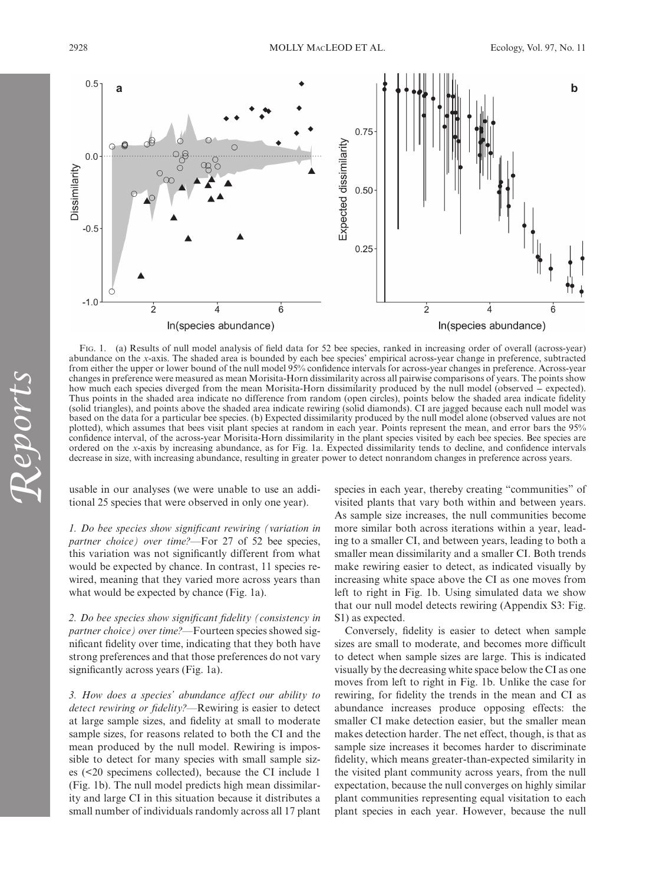FIG. 1. (a) Results of null model analysis of field data for 52 bee species, ranked in increasing order of overall (across-year) abundance on the *x*-axis. The shaded area is bounded by each bee species' empirical across-year change in preference, subtracted from either the upper or lower bound of the null model 95% confidence intervals for across-year changes in preference. Across-year changes in preference were measured as mean Morisita-Horn dissimilarity across all pairwise comparisons of years. The points show how much each species diverged from the mean Morisita-Horn dissimilarity produced by the null model (observed − expected). Thus points in the shaded area indicate no difference from random (open circles), points below the shaded area indicate fidelity (solid triangles), and points above the shaded area indicate rewiring (solid diamonds). CI are jagged because each null model was based on the data for a particular bee species. (b) Expected dissimilarity produced by the null model alone (observed values are not plotted), which assumes that bees visit plant species at random in each year. Points represent the mean, and error bars the 95% confidence interval, of the across-year Morisita-Horn dissimilarity in the plant species visited by each bee species. Bee species are ordered on the *x*-axis by increasing abundance, as for Fig. 1a. Expected dissimilarity tends to decline, and confidence intervals decrease in size, with increasing abundance, resulting in greater power to detect nonrandom changes in preference across years.

usable in our analyses (we were unable to use an additional 25 species that were observed in only one year).

*1. Do bee species show significant rewiring (variation in partner choice) over time?*—For 27 of 52 bee species, this variation was not significantly different from what would be expected by chance. In contrast, 11 species rewired, meaning that they varied more across years than what would be expected by chance (Fig. 1a).

*2. Do bee species show significant fidelity (consistency in partner choice) over time?*—Fourteen species showed significant fidelity over time, indicating that they both have strong preferences and that those preferences do not vary significantly across years (Fig. 1a).

*3. How does a species' abundance affect our ability to detect rewiring or fidelity?*—Rewiring is easier to detect at large sample sizes, and fidelity at small to moderate sample sizes, for reasons related to both the CI and the mean produced by the null model. Rewiring is impossible to detect for many species with small sample sizes (<20 specimens collected), because the CI include 1 (Fig. 1b). The null model predicts high mean dissimilarity and large CI in this situation because it distributes a small number of individuals randomly across all 17 plant species in each year, thereby creating "communities" of visited plants that vary both within and between years. As sample size increases, the null communities become more similar both across iterations within a year, leading to a smaller CI, and between years, leading to both a smaller mean dissimilarity and a smaller CI. Both trends make rewiring easier to detect, as indicated visually by increasing white space above the CI as one moves from left to right in Fig. 1b. Using simulated data we show that our null model detects rewiring (Appendix S3: Fig. S1) as expected.

Conversely, fidelity is easier to detect when sample sizes are small to moderate, and becomes more difficult to detect when sample sizes are large. This is indicated visually by the decreasing white space below the CI as one moves from left to right in Fig. 1b. Unlike the case for rewiring, for fidelity the trends in the mean and CI as abundance increases produce opposing effects: the smaller CI make detection easier, but the smaller mean makes detection harder. The net effect, though, is that as sample size increases it becomes harder to discriminate fidelity, which means greater-than-expected similarity in the visited plant community across years, from the null expectation, because the null converges on highly similar plant communities representing equal visitation to each plant species in each year. However, because the null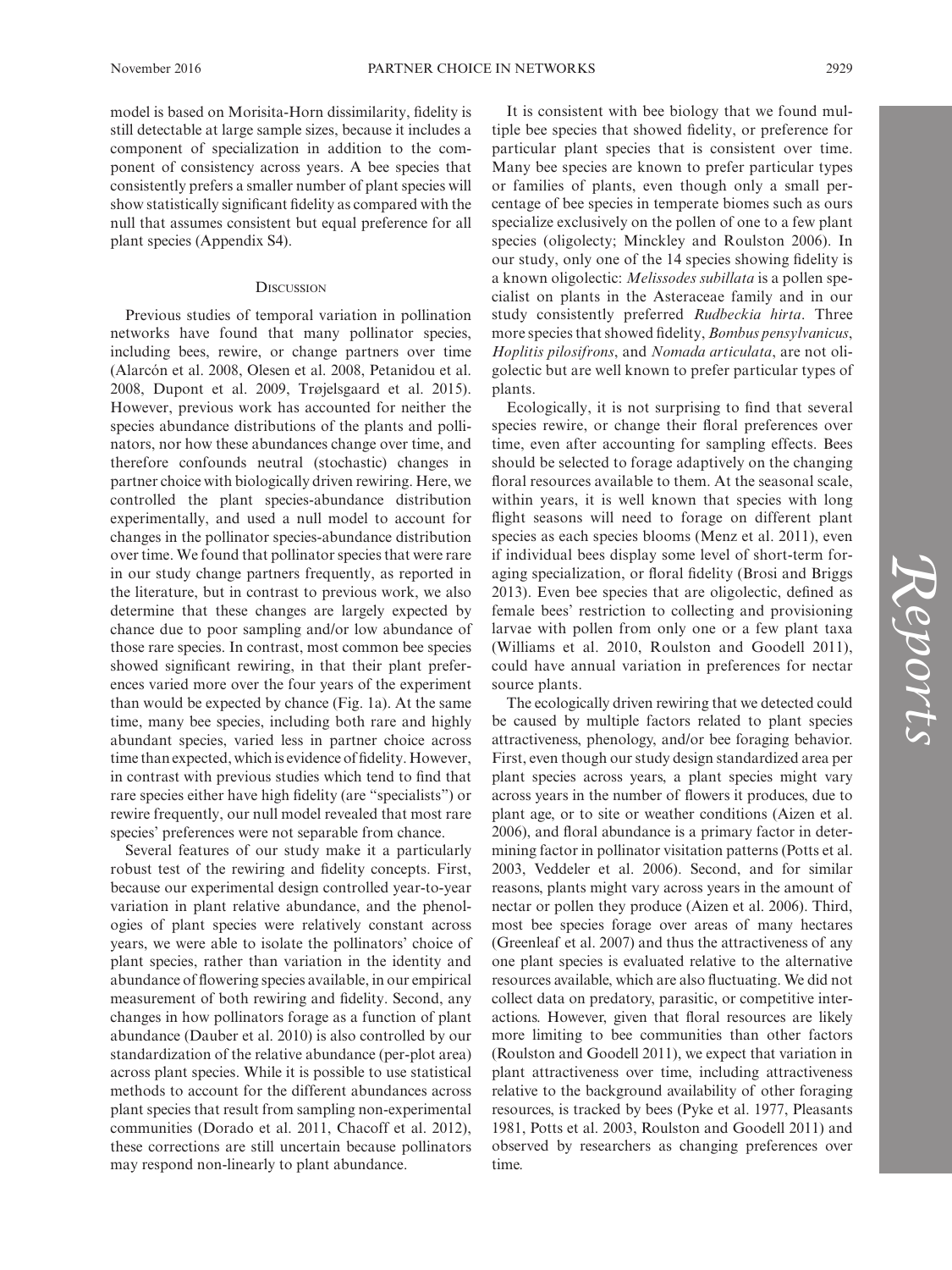model is based on Morisita-Horn dissimilarity, fidelity is still detectable at large sample sizes, because it includes a component of specialization in addition to the component of consistency across years. A bee species that consistently prefers a smaller number of plant species will show statistically significant fidelity as compared with the null that assumes consistent but equal preference for all plant species (Appendix S4).

## Discussion

Previous studies of temporal variation in pollination networks have found that many pollinator species, including bees, rewire, or change partners over time (Alarcón et al. 2008, Olesen et al. 2008, Petanidou et al. 2008, Dupont et al. 2009, Trøjelsgaard et al. 2015). However, previous work has accounted for neither the species abundance distributions of the plants and pollinators, nor how these abundances change over time, and therefore confounds neutral (stochastic) changes in partner choice with biologically driven rewiring. Here, we controlled the plant species-abundance distribution experimentally, and used a null model to account for changes in the pollinator species-abundance distribution over time. We found that pollinator species that were rare in our study change partners frequently, as reported in the literature, but in contrast to previous work, we also determine that these changes are largely expected by chance due to poor sampling and/or low abundance of those rare species. In contrast, most common bee species showed significant rewiring, in that their plant preferences varied more over the four years of the experiment than would be expected by chance (Fig. 1a). At the same time, many bee species, including both rare and highly abundant species, varied less in partner choice across time than expected, which is evidence of fidelity. However, in contrast with previous studies which tend to find that rare species either have high fidelity (are "specialists") or rewire frequently, our null model revealed that most rare species' preferences were not separable from chance.

Several features of our study make it a particularly robust test of the rewiring and fidelity concepts. First, because our experimental design controlled year-to-year variation in plant relative abundance, and the phenologies of plant species were relatively constant across years, we were able to isolate the pollinators' choice of plant species, rather than variation in the identity and abundance of flowering species available, in our empirical measurement of both rewiring and fidelity. Second, any changes in how pollinators forage as a function of plant abundance (Dauber et al. 2010) is also controlled by our standardization of the relative abundance (per-plot area) across plant species. While it is possible to use statistical methods to account for the different abundances across plant species that result from sampling non-experimental communities (Dorado et al. 2011, Chacoff et al. 2012), these corrections are still uncertain because pollinators may respond non-linearly to plant abundance.

It is consistent with bee biology that we found multiple bee species that showed fidelity, or preference for particular plant species that is consistent over time. Many bee species are known to prefer particular types or families of plants, even though only a small percentage of bee species in temperate biomes such as ours specialize exclusively on the pollen of one to a few plant species (oligolecty; Minckley and Roulston 2006). In our study, only one of the 14 species showing fidelity is a known oligolectic: *Melissodes subillata* is a pollen specialist on plants in the Asteraceae family and in our study consistently preferred *Rudbeckia hirta*. Three more species that showed fidelity, *Bombus pensylvanicus*, *Hoplitis pilosifrons*, and *Nomada articulata*, are not oligolectic but are well known to prefer particular types of plants.

Ecologically, it is not surprising to find that several species rewire, or change their floral preferences over time, even after accounting for sampling effects. Bees should be selected to forage adaptively on the changing floral resources available to them. At the seasonal scale, within years, it is well known that species with long flight seasons will need to forage on different plant species as each species blooms (Menz et al. 2011), even if individual bees display some level of short-term foraging specialization, or floral fidelity (Brosi and Briggs 2013). Even bee species that are oligolectic, defined as female bees' restriction to collecting and provisioning larvae with pollen from only one or a few plant taxa (Williams et al. 2010, Roulston and Goodell 2011), could have annual variation in preferences for nectar source plants.

The ecologically driven rewiring that we detected could be caused by multiple factors related to plant species attractiveness, phenology, and/or bee foraging behavior. First, even though our study design standardized area per plant species across years, a plant species might vary across years in the number of flowers it produces, due to plant age, or to site or weather conditions (Aizen et al. 2006), and floral abundance is a primary factor in determining factor in pollinator visitation patterns (Potts et al. 2003, Veddeler et al. 2006). Second, and for similar reasons, plants might vary across years in the amount of nectar or pollen they produce (Aizen et al. 2006). Third, most bee species forage over areas of many hectares (Greenleaf et al. 2007) and thus the attractiveness of any one plant species is evaluated relative to the alternative resources available, which are also fluctuating. We did not collect data on predatory, parasitic, or competitive interactions. However, given that floral resources are likely more limiting to bee communities than other factors (Roulston and Goodell 2011), we expect that variation in plant attractiveness over time, including attractiveness relative to the background availability of other foraging resources, is tracked by bees (Pyke et al. 1977, Pleasants 1981, Potts et al. 2003, Roulston and Goodell 2011) and observed by researchers as changing preferences over time.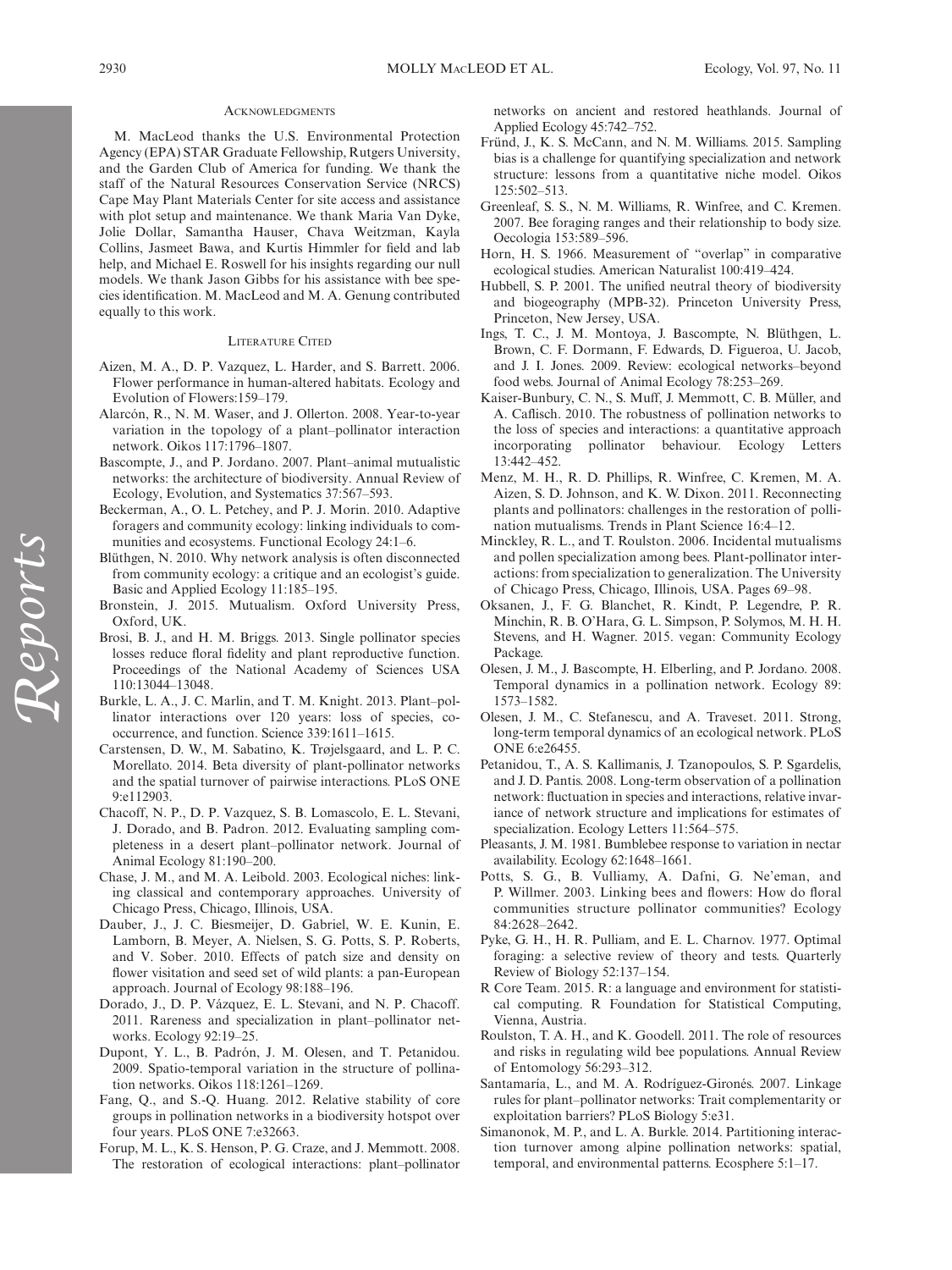## Acknowledgments

M. MacLeod thanks the U.S. Environmental Protection Agency (EPA) STAR Graduate Fellowship, Rutgers University, and the Garden Club of America for funding. We thank the staff of the Natural Resources Conservation Service (NRCS) Cape May Plant Materials Center for site access and assistance with plot setup and maintenance. We thank Maria Van Dyke, Jolie Dollar, Samantha Hauser, Chava Weitzman, Kayla Collins, Jasmeet Bawa, and Kurtis Himmler for field and lab help, and Michael E. Roswell for his insights regarding our null models. We thank Jason Gibbs for his assistance with bee species identification. M. MacLeod and M. A. Genung contributed equally to this work.

## Literature Cited

Aizen, M. A., D. P. Vazquez, L. Harder, and S. Barrett. 2006. Flower performance in human-altered habitats. Ecology and Evolution of Flowers:159–179.

Alarcón, R., N. M. Waser, and J. Ollerton. 2008. Year-to-year variation in the topology of a plant–pollinator interaction network. Oikos 117:1796–1807.

Bascompte, J., and P. Jordano. 2007. Plant–animal mutualistic networks: the architecture of biodiversity. Annual Review of Ecology, Evolution, and Systematics 37:567–593.

Beckerman, A., O. L. Petchey, and P. J. Morin. 2010. Adaptive foragers and community ecology: linking individuals to communities and ecosystems. Functional Ecology 24:1–6.

Blüthgen, N. 2010. Why network analysis is often disconnected from community ecology: a critique and an ecologist's guide. Basic and Applied Ecology 11:185–195.

Bronstein, J. 2015. Mutualism. Oxford University Press, Oxford, UK.

Brosi, B. J., and H. M. Briggs. 2013. Single pollinator species losses reduce floral fidelity and plant reproductive function. Proceedings of the National Academy of Sciences USA 110:13044–13048.

Burkle, L. A., J. C. Marlin, and T. M. Knight. 2013. Plant–pollinator interactions over 120 years: loss of species, co-occurrence, and function. Science 339:1611–1615.

Carstensen, D. W., M. Sabatino, K. Trøjelsgaard, and L. P. C. Morellato. 2014. Beta diversity of plant-pollinator networks and the spatial turnover of pairwise interactions. PLoS ONE 9:e112903.

Chacoff, N. P., D. P. Vazquez, S. B. Lomascolo, E. L. Stevani, J. Dorado, and B. Padron. 2012. Evaluating sampling completeness in a desert plant–pollinator network. Journal of Animal Ecology 81:190–200.

Chase, J. M., and M. A. Leibold. 2003. Ecological niches: linking classical and contemporary approaches. University of Chicago Press, Chicago, Illinois, USA.

Dauber, J., J. C. Biesmeijer, D. Gabriel, W. E. Kunin, E. Lamborn, B. Meyer, A. Nielsen, S. G. Potts, S. P. Roberts, and V. Sober. 2010. Effects of patch size and density on flower visitation and seed set of wild plants: a pan-European approach. Journal of Ecology 98:188–196.

Dorado, J., D. P. Vázquez, E. L. Stevani, and N. P. Chacoff. 2011. Rareness and specialization in plant–pollinator networks. Ecology 92:19–25.

Dupont, Y. L., B. Padrón, J. M. Olesen, and T. Petanidou. 2009. Spatio-temporal variation in the structure of pollination networks. Oikos 118:1261–1269.

Fang, Q., and S.-Q. Huang. 2012. Relative stability of core groups in pollination networks in a biodiversity hotspot over four years. PLoS ONE 7:e32663.

Forup, M. L., K. S. Henson, P. G. Craze, and J. Memmott. 2008. The restoration of ecological interactions: plant–pollinator networks on ancient and restored heathlands. Journal of Applied Ecology 45:742–752.

Fründ, J., K. S. McCann, and N. M. Williams. 2015. Sampling bias is a challenge for quantifying specialization and network structure: lessons from a quantitative niche model. Oikos 125:502–513.

Greenleaf, S. S., N. M. Williams, R. Winfree, and C. Kremen. 2007. Bee foraging ranges and their relationship to body size. Oecologia 153:589–596.

Horn, H. S. 1966. Measurement of "overlap" in comparative ecological studies. American Naturalist 100:419–424.

Hubbell, S. P. 2001. The unified neutral theory of biodiversity and biogeography (MPB-32). Princeton University Press, Princeton, New Jersey, USA.

Ings, T. C., J. M. Montoya, J. Bascompte, N. Blüthgen, L. Brown, C. F. Dormann, F. Edwards, D. Figueroa, U. Jacob, and J. I. Jones. 2009. Review: ecological networks–beyond food webs. Journal of Animal Ecology 78:253–269.

Kaiser-Bunbury, C. N., S. Muff, J. Memmott, C. B. Müller, and A. Caflisch. 2010. The robustness of pollination networks to the loss of species and interactions: a quantitative approach incorporating pollinator behaviour. Ecology Letters 13:442–452.

Menz, M. H., R. D. Phillips, R. Winfree, C. Kremen, M. A. Aizen, S. D. Johnson, and K. W. Dixon. 2011. Reconnecting plants and pollinators: challenges in the restoration of pollination mutualisms. Trends in Plant Science 16:4–12.

Minckley, R. L., and T. Roulston. 2006. Incidental mutualisms and pollen specialization among bees. Plant-pollinator interactions: from specialization to generalization. The University of Chicago Press, Chicago, Illinois, USA. Pages 69–98.

Oksanen, J., F. G. Blanchet, R. Kindt, P. Legendre, P. R. Minchin, R. B. O'Hara, G. L. Simpson, P. Solymos, M. H. H. Stevens, and H. Wagner. 2015. vegan: Community Ecology Package.

Olesen, J. M., J. Bascompte, H. Elberling, and P. Jordano. 2008. Temporal dynamics in a pollination network. Ecology 89: 1573–1582.

Olesen, J. M., C. Stefanescu, and A. Traveset. 2011. Strong, long-term temporal dynamics of an ecological network. PLoS ONE 6:e26455.

Petanidou, T., A. S. Kallimanis, J. Tzanopoulos, S. P. Sgardelis, and J. D. Pantis. 2008. Long-term observation of a pollination network: fluctuation in species and interactions, relative invariance of network structure and implications for estimates of specialization. Ecology Letters 11:564–575.

Pleasants, J. M. 1981. Bumblebee response to variation in nectar availability. Ecology 62:1648–1661.

Potts, S. G., B. Vulliamy, A. Dafni, G. Ne'eman, and P. Willmer. 2003. Linking bees and flowers: How do floral communities structure pollinator communities? Ecology 84:2628–2642.

Pyke, G. H., H. R. Pulliam, and E. L. Charnov. 1977. Optimal foraging: a selective review of theory and tests. Quarterly Review of Biology 52:137–154.

R Core Team. 2015. R: a language and environment for statistical computing. R Foundation for Statistical Computing, Vienna, Austria.

Roulston, T. A. H., and K. Goodell. 2011. The role of resources and risks in regulating wild bee populations. Annual Review of Entomology 56:293–312.

Santamaría, L., and M. A. Rodríguez-Gironés. 2007. Linkage rules for plant–pollinator networks: Trait complementarity or exploitation barriers? PLoS Biology 5:e31.

Simanonok, M. P., and L. A. Burkle. 2014. Partitioning interaction turnover among alpine pollination networks: spatial, temporal, and environmental patterns. Ecosphere 5:1–17.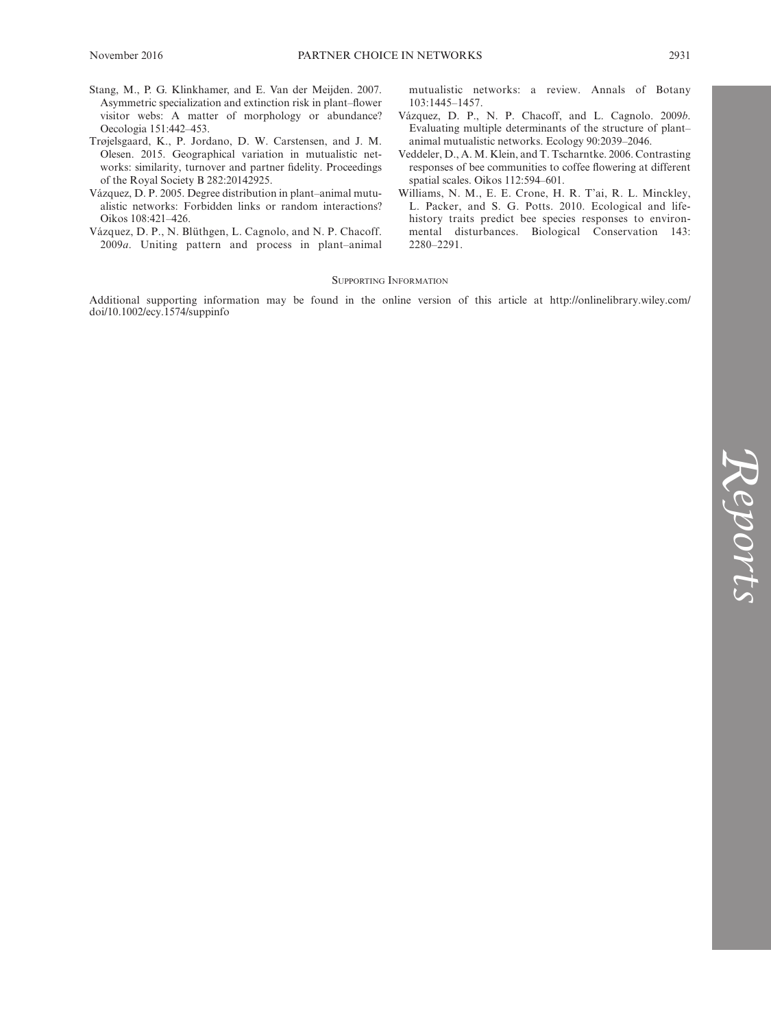Stang, M., P. G. Klinkhamer, and E. Van der Meijden. 2007. Asymmetric specialization and extinction risk in plant–flower visitor webs: A matter of morphology or abundance? Oecologia 151:442–453.

Trøjelsgaard, K., P. Jordano, D. W. Carstensen, and J. M. Olesen. 2015. Geographical variation in mutualistic networks: similarity, turnover and partner fidelity. Proceedings of the Royal Society B 282:20142925.

Vázquez, D. P. 2005. Degree distribution in plant–animal mutualistic networks: Forbidden links or random interactions? Oikos 108:421–426.

Vázquez, D. P., N. Blüthgen, L. Cagnolo, and N. P. Chacoff. 2009*a*. Uniting pattern and process in plant–animal mutualistic networks: a review. Annals of Botany 103:1445–1457.

Vázquez, D. P., N. P. Chacoff, and L. Cagnolo. 2009*b*. Evaluating multiple determinants of the structure of plant–animal mutualistic networks. Ecology 90:2039–2046.

Veddeler, D., A. M. Klein, and T. Tscharntke. 2006. Contrasting responses of bee communities to coffee flowering at different spatial scales. Oikos 112:594–601.

Williams, N. M., E. E. Crone, H. R. T'ai, R. L. Minckley, L. Packer, and S. G. Potts. 2010. Ecological and life-history traits predict bee species responses to environmental disturbances. Biological Conservation 143: 2280–2291.

## Supporting Information

Additional supporting information may be found in the online version of this article at http://onlinelibrary.wiley.com/doi/10.1002/ecy.1574/suppinfo